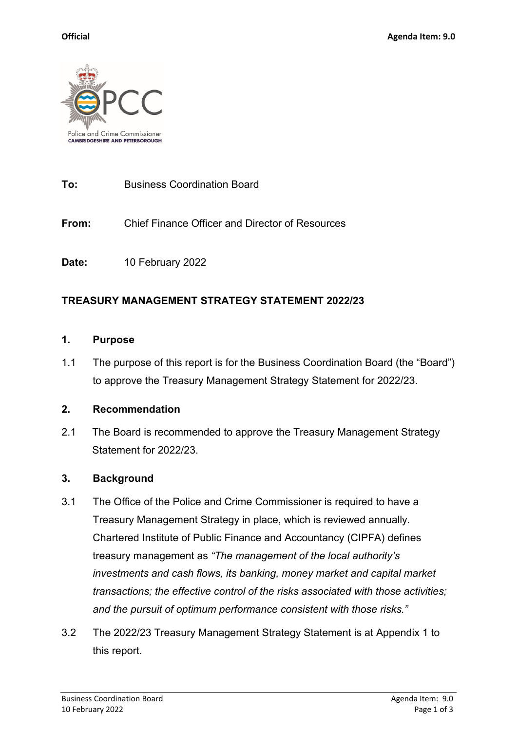**Official** **Agenda Item: 9.0**

**To:** Business Coordination Board

**From:** Chief Finance Officer and Director of Resources

**Date:** 10 February 2022

**TREASURY MANAGEMENT STRATEGY STATEMENT 2022/23**

## 1. Purpose

1.1 The purpose of this report is for the Business Coordination Board (the "Board") to approve the Treasury Management Strategy Statement for 2022/23.

## 2. Recommendation

2.1 The Board is recommended to approve the Treasury Management Strategy Statement for 2022/23.

## 3. Background

3.1 The Office of the Police and Crime Commissioner is required to have a Treasury Management Strategy in place, which is reviewed annually. Chartered Institute of Public Finance and Accountancy (CIPFA) defines treasury management as *"The management of the local authority's investments and cash flows, its banking, money market and capital market transactions; the effective control of the risks associated with those activities; and the pursuit of optimum performance consistent with those risks."*

3.2 The 2022/23 Treasury Management Strategy Statement is at Appendix 1 to this report.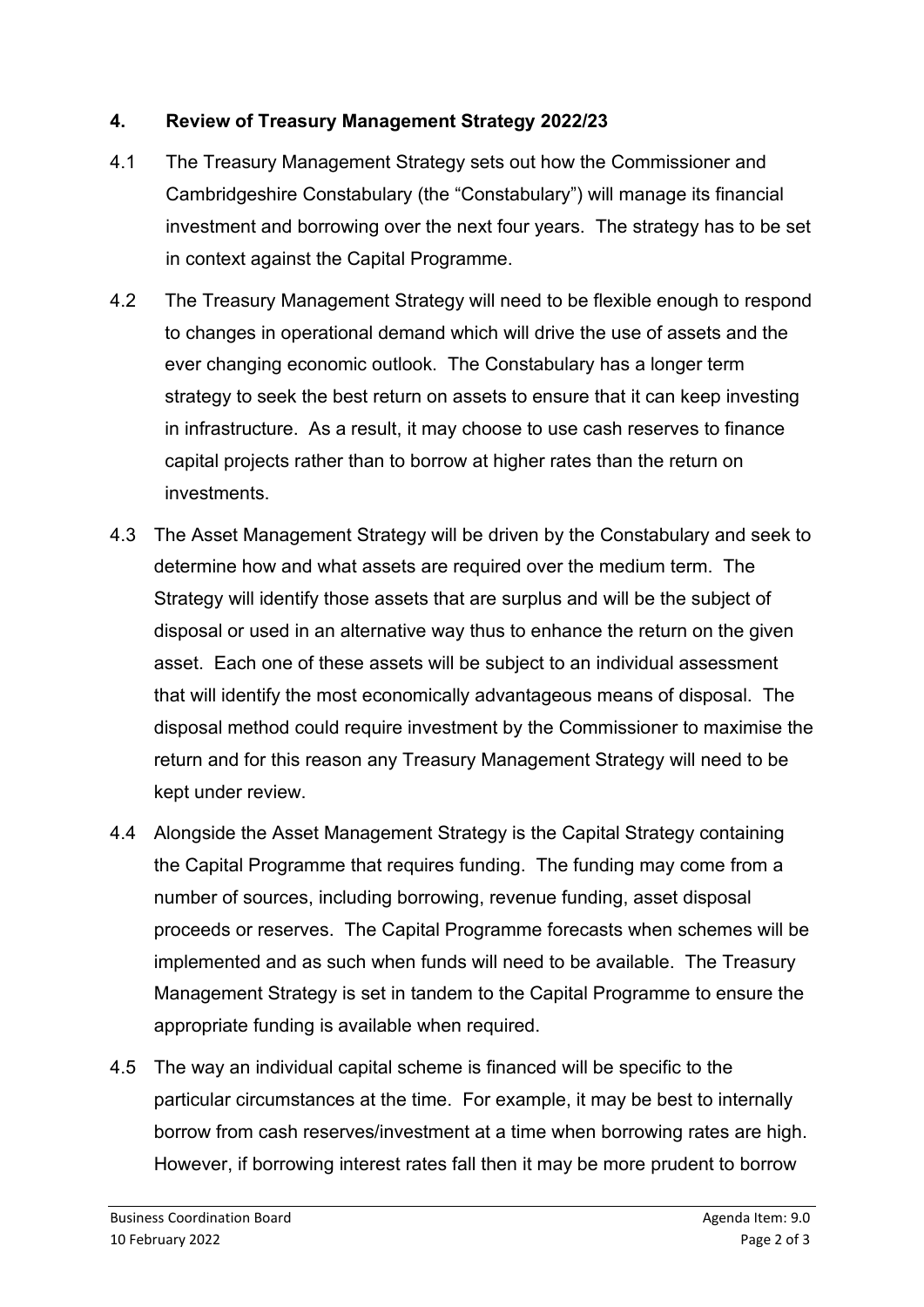## 4. Review of Treasury Management Strategy 2022/23

4.1 The Treasury Management Strategy sets out how the Commissioner and Cambridgeshire Constabulary (the "Constabulary") will manage its financial investment and borrowing over the next four years. The strategy has to be set in context against the Capital Programme.

4.2 The Treasury Management Strategy will need to be flexible enough to respond to changes in operational demand which will drive the use of assets and the ever changing economic outlook. The Constabulary has a longer term strategy to seek the best return on assets to ensure that it can keep investing in infrastructure. As a result, it may choose to use cash reserves to finance capital projects rather than to borrow at higher rates than the return on investments.

4.3 The Asset Management Strategy will be driven by the Constabulary and seek to determine how and what assets are required over the medium term. The Strategy will identify those assets that are surplus and will be the subject of disposal or used in an alternative way thus to enhance the return on the given asset. Each one of these assets will be subject to an individual assessment that will identify the most economically advantageous means of disposal. The disposal method could require investment by the Commissioner to maximise the return and for this reason any Treasury Management Strategy will need to be kept under review.

4.4 Alongside the Asset Management Strategy is the Capital Strategy containing the Capital Programme that requires funding. The funding may come from a number of sources, including borrowing, revenue funding, asset disposal proceeds or reserves. The Capital Programme forecasts when schemes will be implemented and as such when funds will need to be available. The Treasury Management Strategy is set in tandem to the Capital Programme to ensure the appropriate funding is available when required.

4.5 The way an individual capital scheme is financed will be specific to the particular circumstances at the time. For example, it may be best to internally borrow from cash reserves/investment at a time when borrowing rates are high. However, if borrowing interest rates fall then it may be more prudent to borrow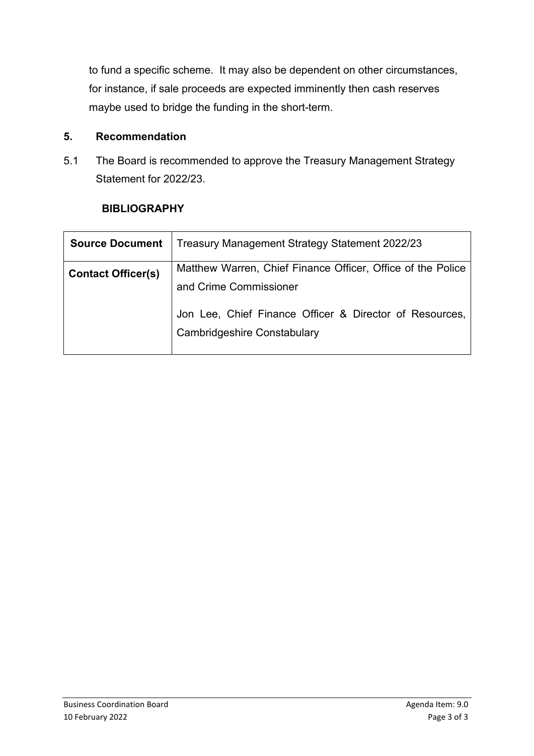to fund a specific scheme. It may also be dependent on other circumstances, for instance, if sale proceeds are expected imminently then cash reserves maybe used to bridge the funding in the short-term.

## 5. Recommendation

5.1 The Board is recommended to approve the Treasury Management Strategy Statement for 2022/23.

### BIBLIOGRAPHY

| | |
|---|---|
| **Source Document** | Treasury Management Strategy Statement 2022/23 |
| **Contact Officer(s)** | Matthew Warren, Chief Finance Officer, Office of the Police and Crime Commissioner<br><br>Jon Lee, Chief Finance Officer & Director of Resources, Cambridgeshire Constabulary |